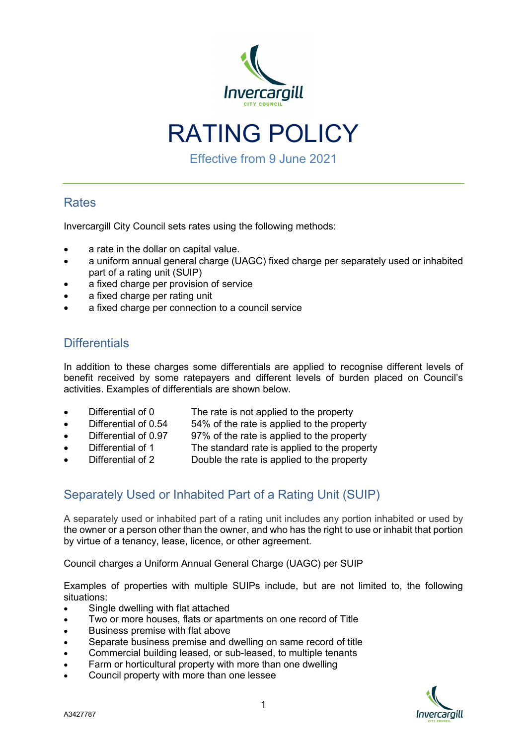# RATING POLICY

Effective from 9 June 2021

## Rates

Invercargill City Council sets rates using the following methods:

- a rate in the dollar on capital value.
- a uniform annual general charge (UAGC) fixed charge per separately used or inhabited part of a rating unit (SUIP)
- a fixed charge per provision of service
- a fixed charge per rating unit
- a fixed charge per connection to a council service

## Differentials

In addition to these charges some differentials are applied to recognise different levels of benefit received by some ratepayers and different levels of burden placed on Council's activities. Examples of differentials are shown below.

- Differential of 0 — The rate is not applied to the property
- Differential of 0.54 — 54% of the rate is applied to the property
- Differential of 0.97 — 97% of the rate is applied to the property
- Differential of 1 — The standard rate is applied to the property
- Differential of 2 — Double the rate is applied to the property

## Separately Used or Inhabited Part of a Rating Unit (SUIP)

A separately used or inhabited part of a rating unit includes any portion inhabited or used by the owner or a person other than the owner, and who has the right to use or inhabit that portion by virtue of a tenancy, lease, licence, or other agreement.

Council charges a Uniform Annual General Charge (UAGC) per SUIP

Examples of properties with multiple SUIPs include, but are not limited to, the following situations:

- Single dwelling with flat attached
- Two or more houses, flats or apartments on one record of Title
- Business premise with flat above
- Separate business premise and dwelling on same record of title
- Commercial building leased, or sub-leased, to multiple tenants
- Farm or horticultural property with more than one dwelling
- Council property with more than one lessee

A3427787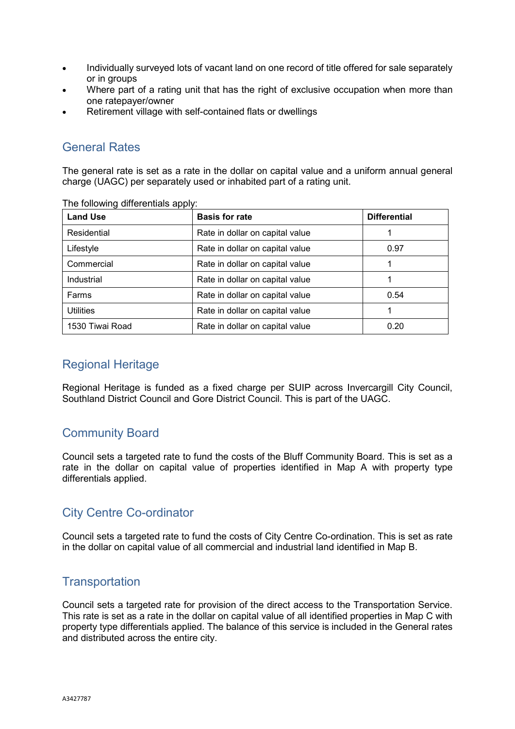- Individually surveyed lots of vacant land on one record of title offered for sale separately or in groups
- Where part of a rating unit that has the right of exclusive occupation when more than one ratepayer/owner
- Retirement village with self-contained flats or dwellings

## General Rates

The general rate is set as a rate in the dollar on capital value and a uniform annual general charge (UAGC) per separately used or inhabited part of a rating unit.

The following differentials apply:

| Land Use | Basis for rate | Differential |
|---|---|---|
| Residential | Rate in dollar on capital value | 1 |
| Lifestyle | Rate in dollar on capital value | 0.97 |
| Commercial | Rate in dollar on capital value | 1 |
| Industrial | Rate in dollar on capital value | 1 |
| Farms | Rate in dollar on capital value | 0.54 |
| Utilities | Rate in dollar on capital value | 1 |
| 1530 Tiwai Road | Rate in dollar on capital value | 0.20 |

## Regional Heritage

Regional Heritage is funded as a fixed charge per SUIP across Invercargill City Council, Southland District Council and Gore District Council. This is part of the UAGC.

## Community Board

Council sets a targeted rate to fund the costs of the Bluff Community Board. This is set as a rate in the dollar on capital value of properties identified in Map A with property type differentials applied.

## City Centre Co-ordinator

Council sets a targeted rate to fund the costs of City Centre Co-ordination. This is set as rate in the dollar on capital value of all commercial and industrial land identified in Map B.

## Transportation

Council sets a targeted rate for provision of the direct access to the Transportation Service. This rate is set as a rate in the dollar on capital value of all identified properties in Map C with property type differentials applied. The balance of this service is included in the General rates and distributed across the entire city.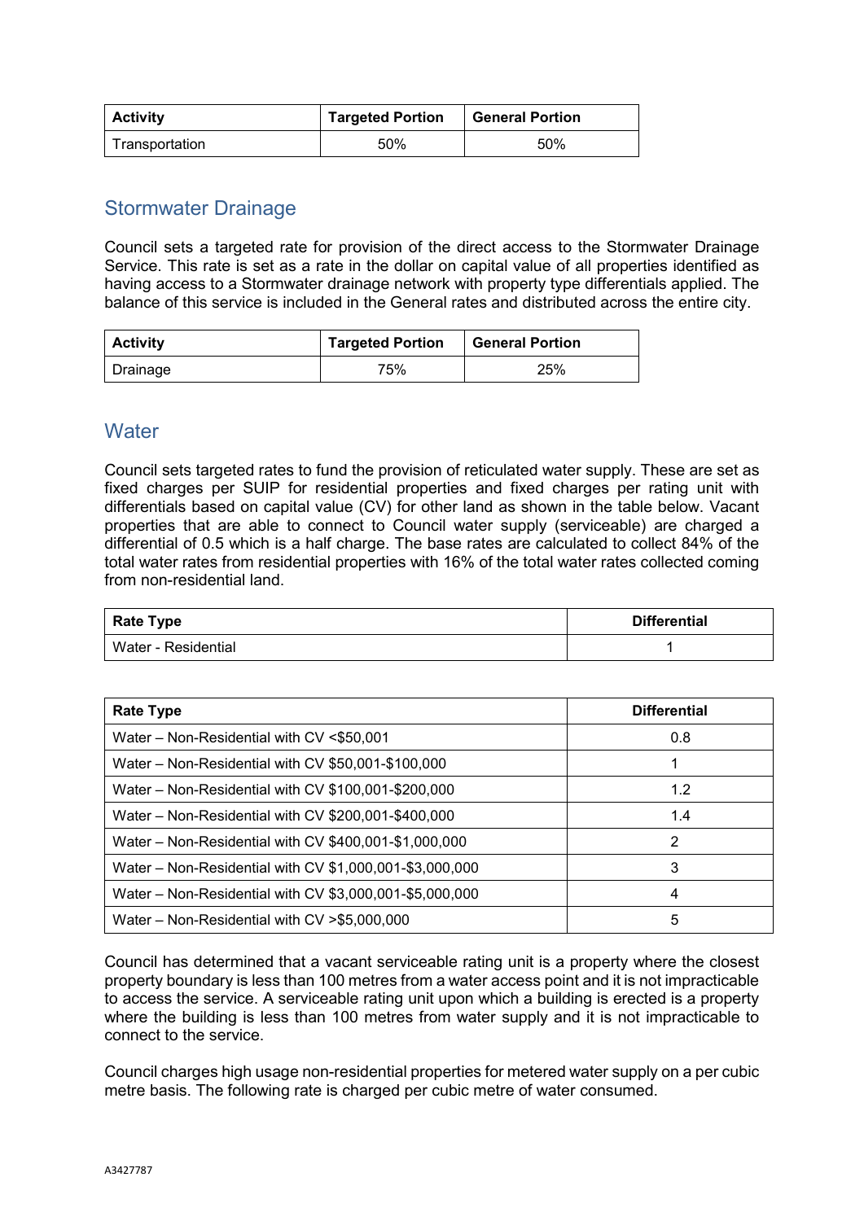| Activity | Targeted Portion | General Portion |
|---|---|---|
| Transportation | 50% | 50% |

## Stormwater Drainage

Council sets a targeted rate for provision of the direct access to the Stormwater Drainage Service. This rate is set as a rate in the dollar on capital value of all properties identified as having access to a Stormwater drainage network with property type differentials applied. The balance of this service is included in the General rates and distributed across the entire city.

| Activity | Targeted Portion | General Portion |
|---|---|---|
| Drainage | 75% | 25% |

## Water

Council sets targeted rates to fund the provision of reticulated water supply. These are set as fixed charges per SUIP for residential properties and fixed charges per rating unit with differentials based on capital value (CV) for other land as shown in the table below. Vacant properties that are able to connect to Council water supply (serviceable) are charged a differential of 0.5 which is a half charge. The base rates are calculated to collect 84% of the total water rates from residential properties with 16% of the total water rates collected coming from non-residential land.

| Rate Type | Differential |
|---|---|
| Water - Residential | 1 |

| Rate Type | Differential |
|---|---|
| Water – Non-Residential with CV <$50,001 | 0.8 |
| Water – Non-Residential with CV $50,001-$100,000 | 1 |
| Water – Non-Residential with CV $100,001-$200,000 | 1.2 |
| Water – Non-Residential with CV $200,001-$400,000 | 1.4 |
| Water – Non-Residential with CV $400,001-$1,000,000 | 2 |
| Water – Non-Residential with CV $1,000,001-$3,000,000 | 3 |
| Water – Non-Residential with CV $3,000,001-$5,000,000 | 4 |
| Water – Non-Residential with CV >$5,000,000 | 5 |

Council has determined that a vacant serviceable rating unit is a property where the closest property boundary is less than 100 metres from a water access point and it is not impracticable to access the service. A serviceable rating unit upon which a building is erected is a property where the building is less than 100 metres from water supply and it is not impracticable to connect to the service.

Council charges high usage non-residential properties for metered water supply on a per cubic metre basis. The following rate is charged per cubic metre of water consumed.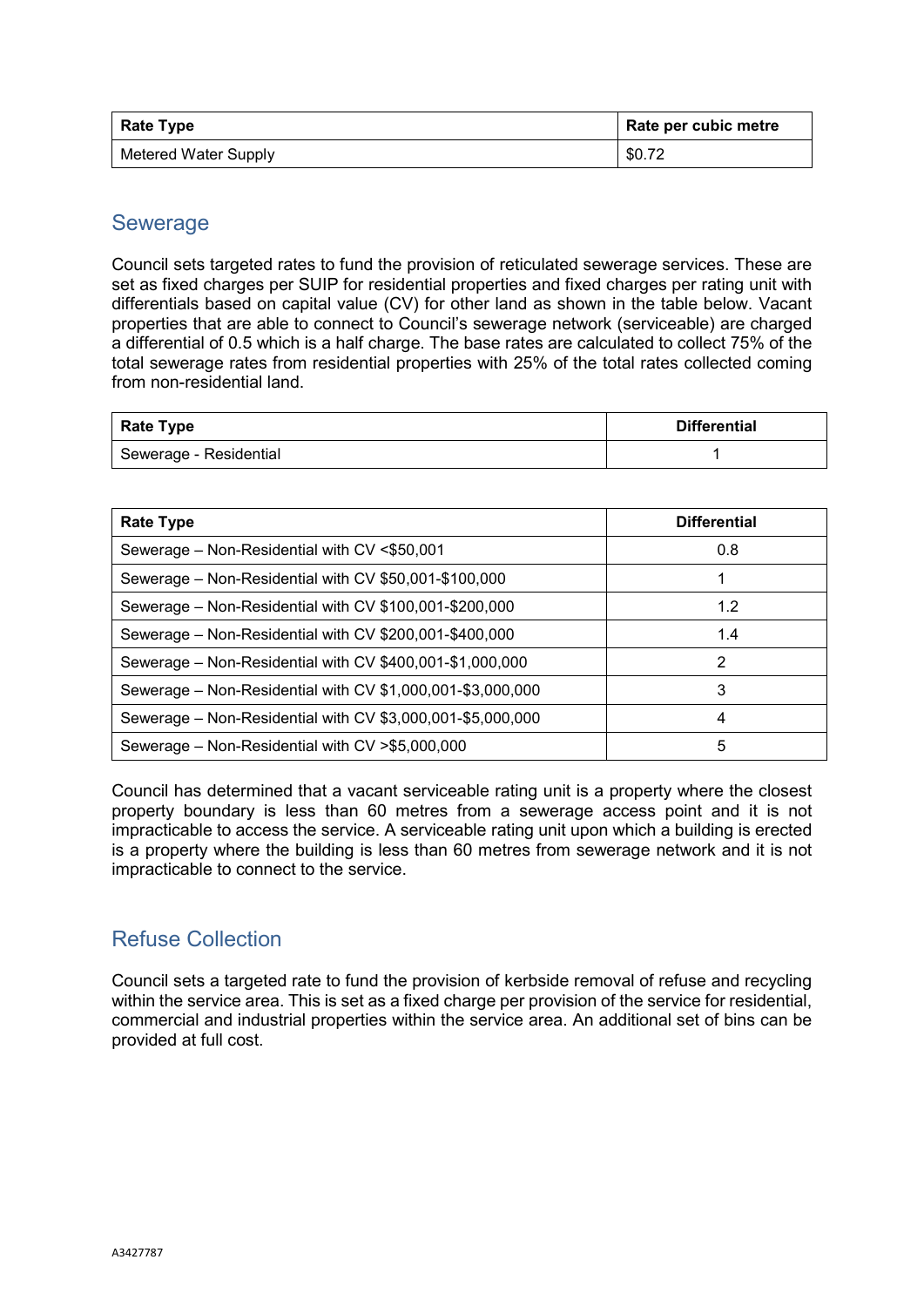| Rate Type | Rate per cubic metre |
| --- | --- |
| Metered Water Supply | $0.72 |

## Sewerage

Council sets targeted rates to fund the provision of reticulated sewerage services. These are set as fixed charges per SUIP for residential properties and fixed charges per rating unit with differentials based on capital value (CV) for other land as shown in the table below. Vacant properties that are able to connect to Council's sewerage network (serviceable) are charged a differential of 0.5 which is a half charge. The base rates are calculated to collect 75% of the total sewerage rates from residential properties with 25% of the total rates collected coming from non-residential land.

| Rate Type | Differential |
| --- | --- |
| Sewerage - Residential | 1 |

| Rate Type | Differential |
| --- | --- |
| Sewerage – Non-Residential with CV <$50,001 | 0.8 |
| Sewerage – Non-Residential with CV $50,001-$100,000 | 1 |
| Sewerage – Non-Residential with CV $100,001-$200,000 | 1.2 |
| Sewerage – Non-Residential with CV $200,001-$400,000 | 1.4 |
| Sewerage – Non-Residential with CV $400,001-$1,000,000 | 2 |
| Sewerage – Non-Residential with CV $1,000,001-$3,000,000 | 3 |
| Sewerage – Non-Residential with CV $3,000,001-$5,000,000 | 4 |
| Sewerage – Non-Residential with CV >$5,000,000 | 5 |

Council has determined that a vacant serviceable rating unit is a property where the closest property boundary is less than 60 metres from a sewerage access point and it is not impracticable to access the service. A serviceable rating unit upon which a building is erected is a property where the building is less than 60 metres from sewerage network and it is not impracticable to connect to the service.

## Refuse Collection

Council sets a targeted rate to fund the provision of kerbside removal of refuse and recycling within the service area. This is set as a fixed charge per provision of the service for residential, commercial and industrial properties within the service area. An additional set of bins can be provided at full cost.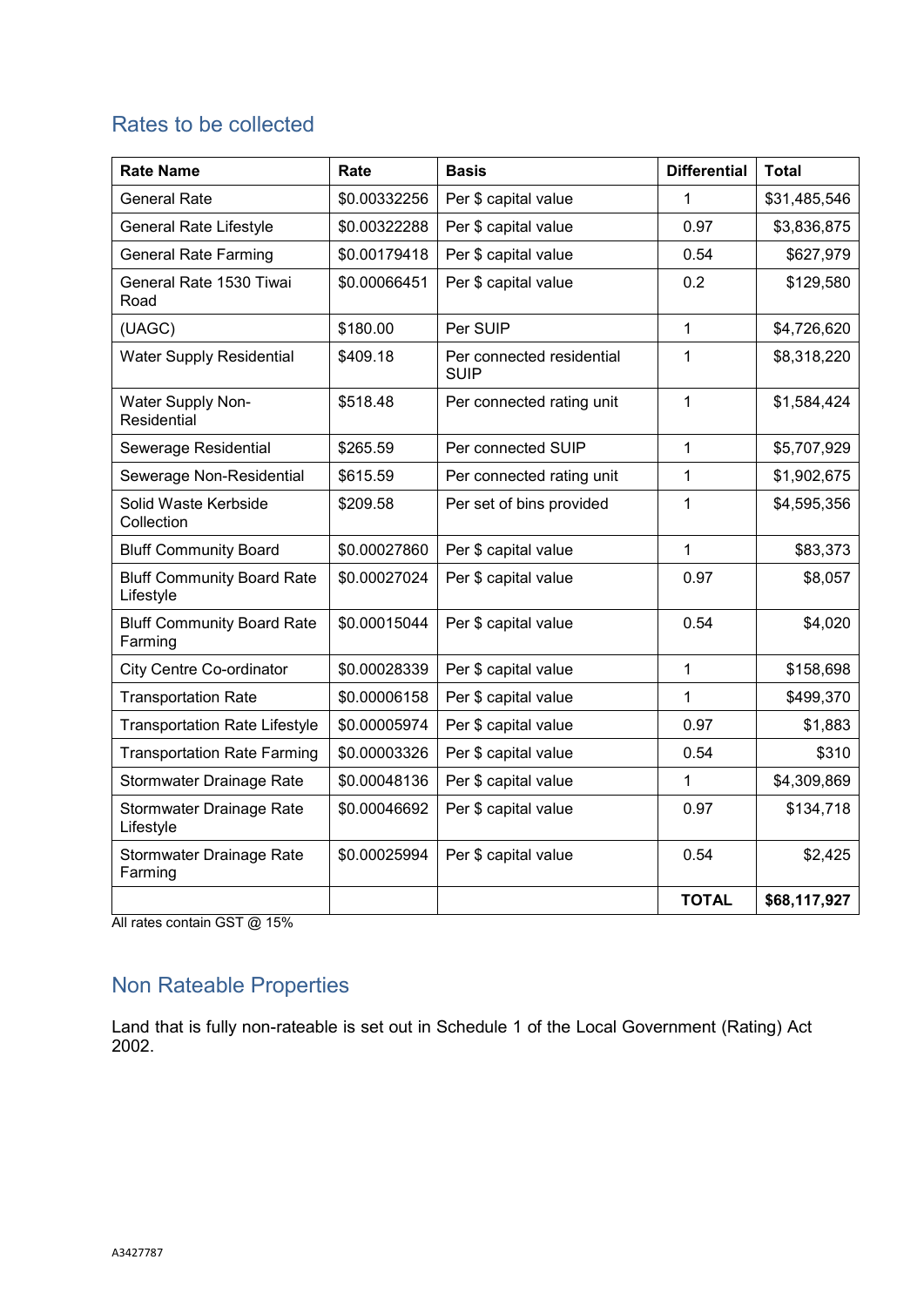## Rates to be collected

| Rate Name | Rate | Basis | Differential | Total |
|---|---|---|---|---|
| General Rate | $0.00332256 | Per $ capital value | 1 | $31,485,546 |
| General Rate Lifestyle | $0.00322288 | Per $ capital value | 0.97 | $3,836,875 |
| General Rate Farming | $0.00179418 | Per $ capital value | 0.54 | $627,979 |
| General Rate 1530 Tiwai Road | $0.00066451 | Per $ capital value | 0.2 | $129,580 |
| (UAGC) | $180.00 | Per SUIP | 1 | $4,726,620 |
| Water Supply Residential | $409.18 | Per connected residential SUIP | 1 | $8,318,220 |
| Water Supply Non-Residential | $518.48 | Per connected rating unit | 1 | $1,584,424 |
| Sewerage Residential | $265.59 | Per connected SUIP | 1 | $5,707,929 |
| Sewerage Non-Residential | $615.59 | Per connected rating unit | 1 | $1,902,675 |
| Solid Waste Kerbside Collection | $209.58 | Per set of bins provided | 1 | $4,595,356 |
| Bluff Community Board | $0.00027860 | Per $ capital value | 1 | $83,373 |
| Bluff Community Board Rate Lifestyle | $0.00027024 | Per $ capital value | 0.97 | $8,057 |
| Bluff Community Board Rate Farming | $0.00015044 | Per $ capital value | 0.54 | $4,020 |
| City Centre Co-ordinator | $0.00028339 | Per $ capital value | 1 | $158,698 |
| Transportation Rate | $0.00006158 | Per $ capital value | 1 | $499,370 |
| Transportation Rate Lifestyle | $0.00005974 | Per $ capital value | 0.97 | $1,883 |
| Transportation Rate Farming | $0.00003326 | Per $ capital value | 0.54 | $310 |
| Stormwater Drainage Rate | $0.00048136 | Per $ capital value | 1 | $4,309,869 |
| Stormwater Drainage Rate Lifestyle | $0.00046692 | Per $ capital value | 0.97 | $134,718 |
| Stormwater Drainage Rate Farming | $0.00025994 | Per $ capital value | 0.54 | $2,425 |
| | | | **TOTAL** | **$68,117,927** |

All rates contain GST @ 15%

## Non Rateable Properties

Land that is fully non-rateable is set out in Schedule 1 of the Local Government (Rating) Act 2002.

A3427787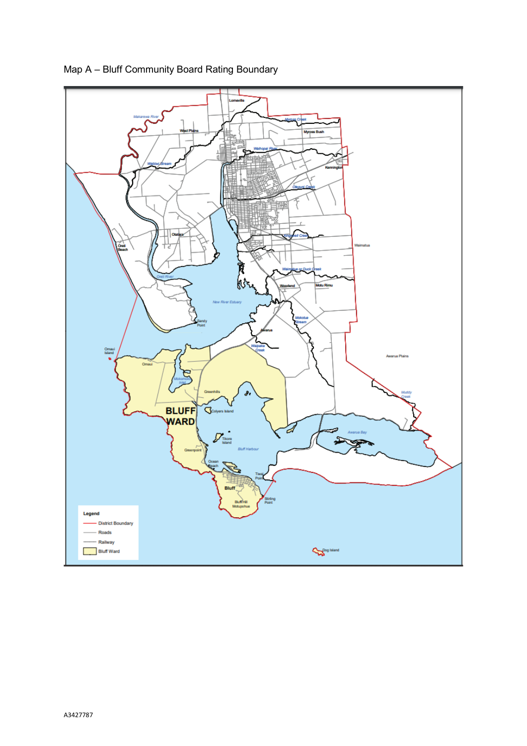Map A – Bluff Community Board Rating Boundary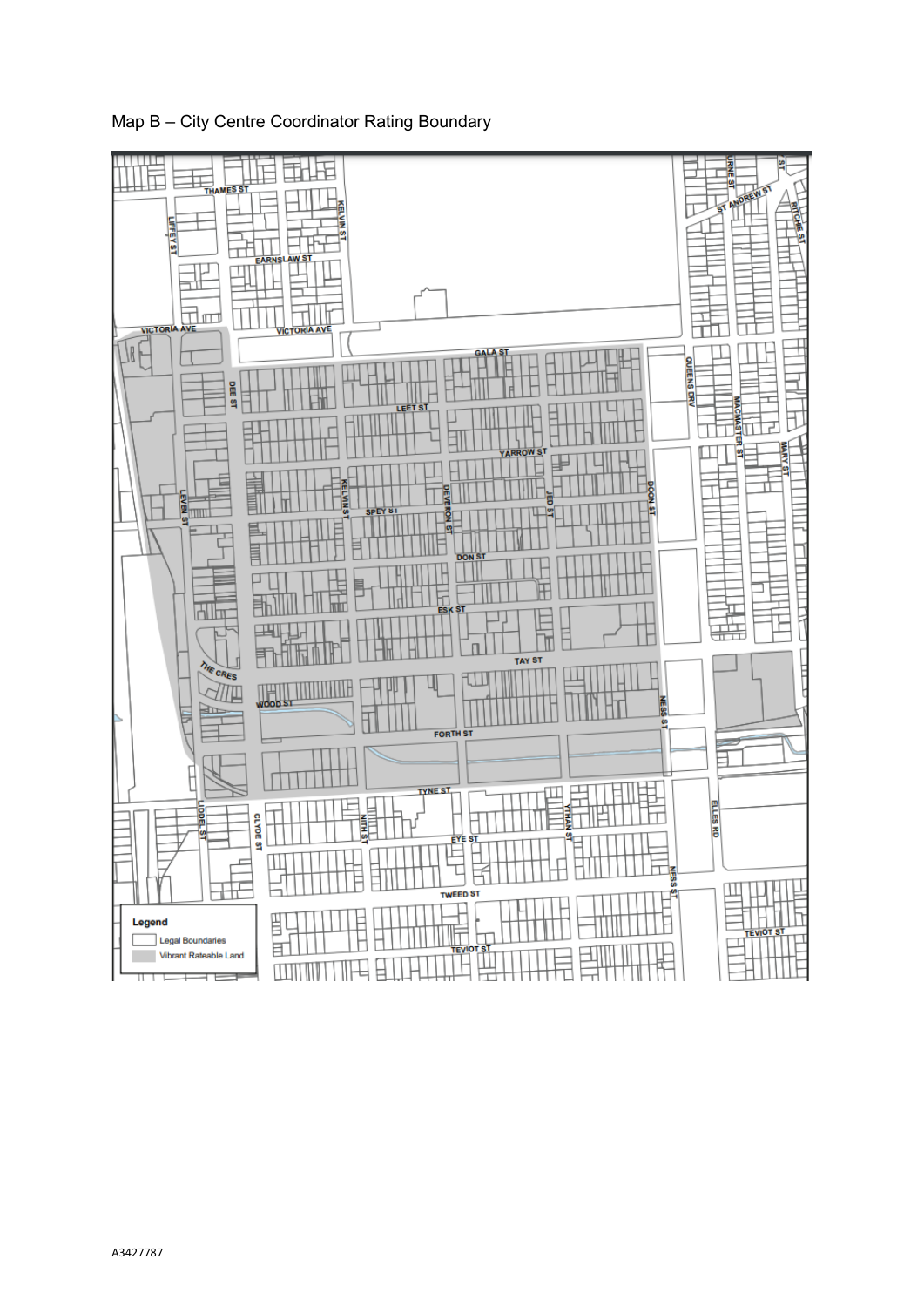Map B – City Centre Coordinator Rating Boundary

A3427787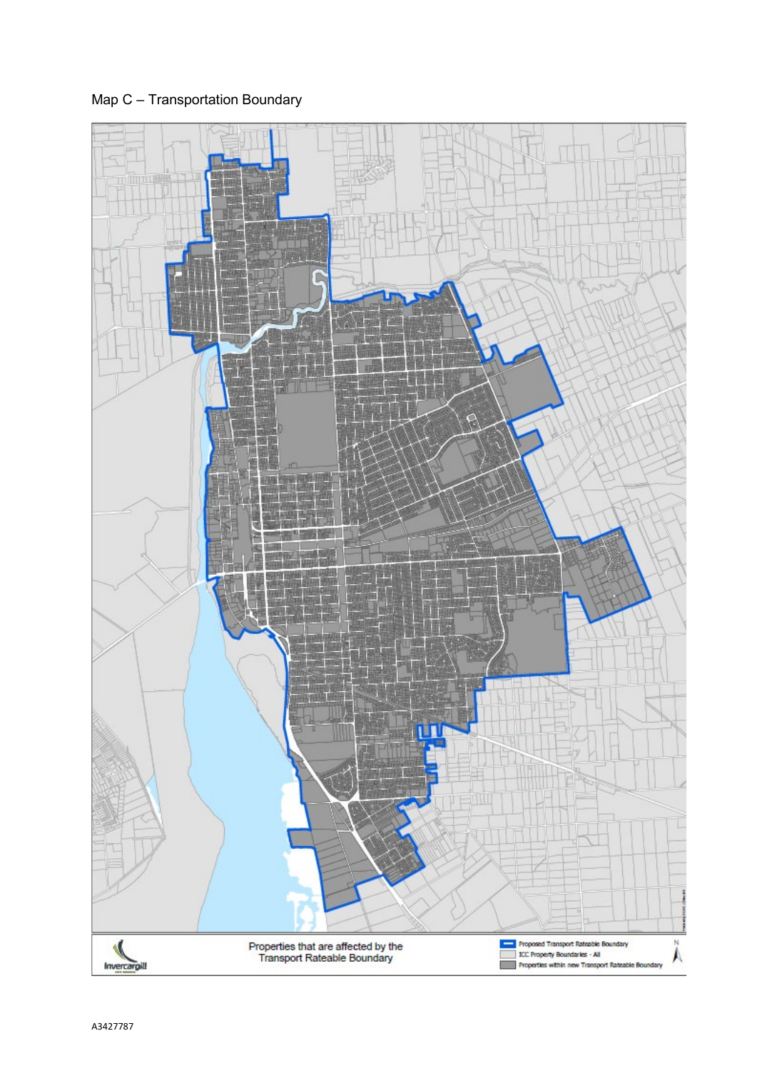Map C – Transportation Boundary

Properties that are affected by the Transport Rateable Boundary

- Proposed Transport Rateable Boundary
- ICC Property Boundaries - All
- Properties within new Transport Rateable Boundary

A3427787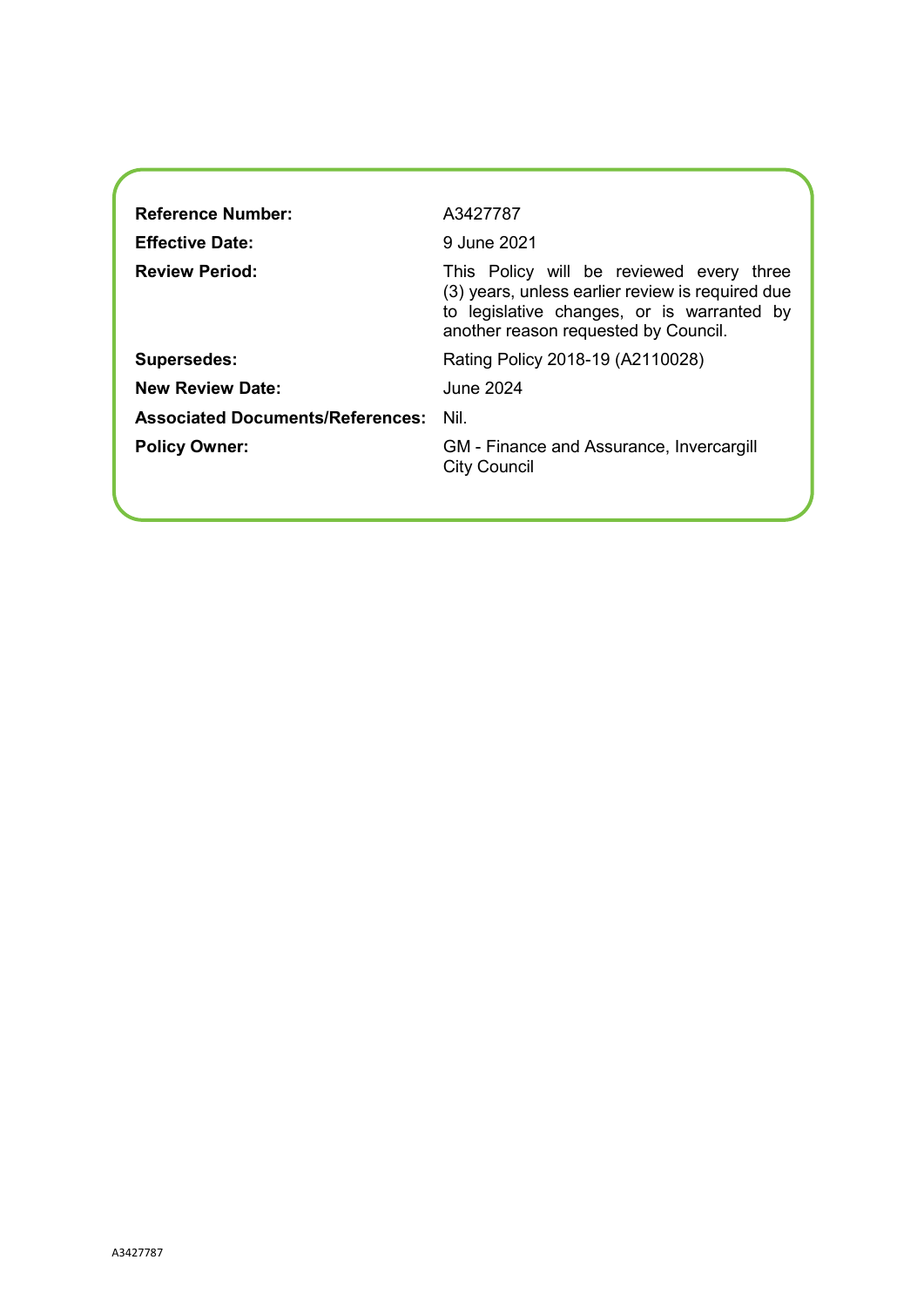| | |
|---|---|
| **Reference Number:** | A3427787 |
| **Effective Date:** | 9 June 2021 |
| **Review Period:** | This Policy will be reviewed every three (3) years, unless earlier review is required due to legislative changes, or is warranted by another reason requested by Council. |
| **Supersedes:** | Rating Policy 2018-19 (A2110028) |
| **New Review Date:** | June 2024 |
| **Associated Documents/References:** | Nil. |
| **Policy Owner:** | GM - Finance and Assurance, Invercargill City Council |